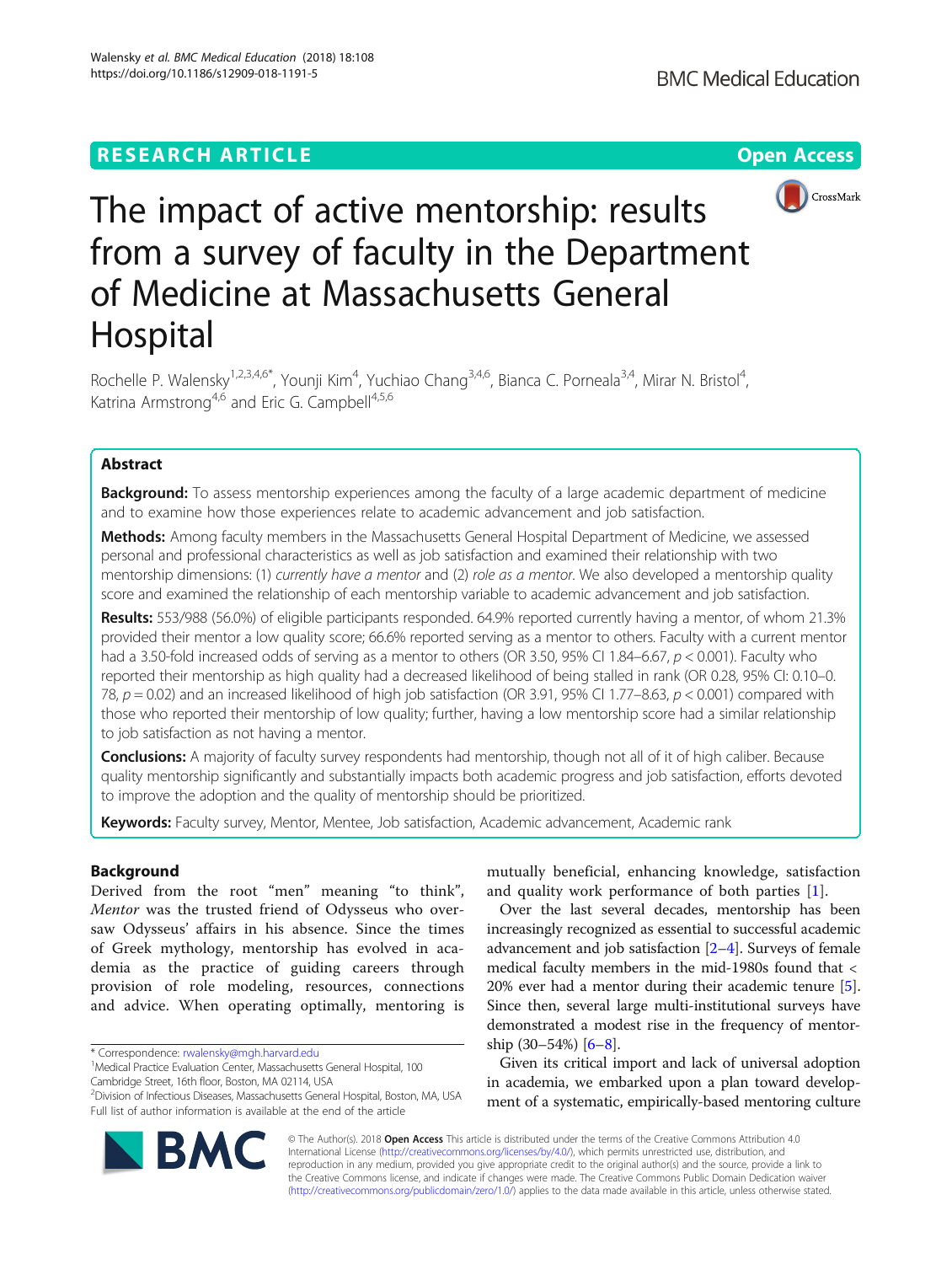RESEARCH ARTICLE

Open Access

# The impact of active mentorship: results from a survey of faculty in the Department of Medicine at Massachusetts General Hospital

Rochelle P. Walensky[1,2,3,4,6*], Younji Kim[4], Yuchiao Chang[3,4,6], Bianca C. Porneala[3,4], Mirar N. Bristol[4], Katrina Armstrong[4,6] and Eric G. Campbell[4,5,6]

## Abstract

**Background:** To assess mentorship experiences among the faculty of a large academic department of medicine and to examine how those experiences relate to academic advancement and job satisfaction.

**Methods:** Among faculty members in the Massachusetts General Hospital Department of Medicine, we assessed personal and professional characteristics as well as job satisfaction and examined their relationship with two mentorship dimensions: (1) *currently have a mentor* and (2) *role as a mentor*. We also developed a mentorship quality score and examined the relationship of each mentorship variable to academic advancement and job satisfaction.

**Results:** 553/988 (56.0%) of eligible participants responded. 64.9% reported currently having a mentor, of whom 21.3% provided their mentor a low quality score; 66.6% reported serving as a mentor to others. Faculty with a current mentor had a 3.50-fold increased odds of serving as a mentor to others (OR 3.50, 95% CI 1.84–6.67, $p < 0.001$). Faculty who reported their mentorship as high quality had a decreased likelihood of being stalled in rank (OR 0.28, 95% CI: 0.10–0.78, $p = 0.02$) and an increased likelihood of high job satisfaction (OR 3.91, 95% CI 1.77–8.63, $p < 0.001$) compared with those who reported their mentorship of low quality; further, having a low mentorship score had a similar relationship to job satisfaction as not having a mentor.

**Conclusions:** A majority of faculty survey respondents had mentorship, though not all of it of high caliber. Because quality mentorship significantly and substantially impacts both academic progress and job satisfaction, efforts devoted to improve the adoption and the quality of mentorship should be prioritized.

**Keywords:** Faculty survey, Mentor, Mentee, Job satisfaction, Academic advancement, Academic rank

## Background

Derived from the root "men" meaning "to think", *Mentor* was the trusted friend of Odysseus who oversaw Odysseus' affairs in his absence. Since the times of Greek mythology, mentorship has evolved in academia as the practice of guiding careers through provision of role modeling, resources, connections and advice. When operating optimally, mentoring is mutually beneficial, enhancing knowledge, satisfaction and quality work performance of both parties [1].

Over the last several decades, mentorship has been increasingly recognized as essential to successful academic advancement and job satisfaction [2–4]. Surveys of female medical faculty members in the mid-1980s found that < 20% ever had a mentor during their academic tenure [5]. Since then, several large multi-institutional surveys have demonstrated a modest rise in the frequency of mentorship (30–54%) [6–8].

Given its critical import and lack of universal adoption in academia, we embarked upon a plan toward development of a systematic, empirically-based mentoring culture

\* Correspondence: rwalensky@mgh.harvard.edu
[1]Medical Practice Evaluation Center, Massachusetts General Hospital, 100 Cambridge Street, 16th floor, Boston, MA 02114, USA
[2]Division of Infectious Diseases, Massachusetts General Hospital, Boston, MA, USA
Full list of author information is available at the end of the article

© The Author(s). 2018 **Open Access** This article is distributed under the terms of the Creative Commons Attribution 4.0 International License (http://creativecommons.org/licenses/by/4.0/), which permits unrestricted use, distribution, and reproduction in any medium, provided you give appropriate credit to the original author(s) and the source, provide a link to the Creative Commons license, and indicate if changes were made. The Creative Commons Public Domain Dedication waiver (http://creativecommons.org/publicdomain/zero/1.0/) applies to the data made available in this article, unless otherwise stated.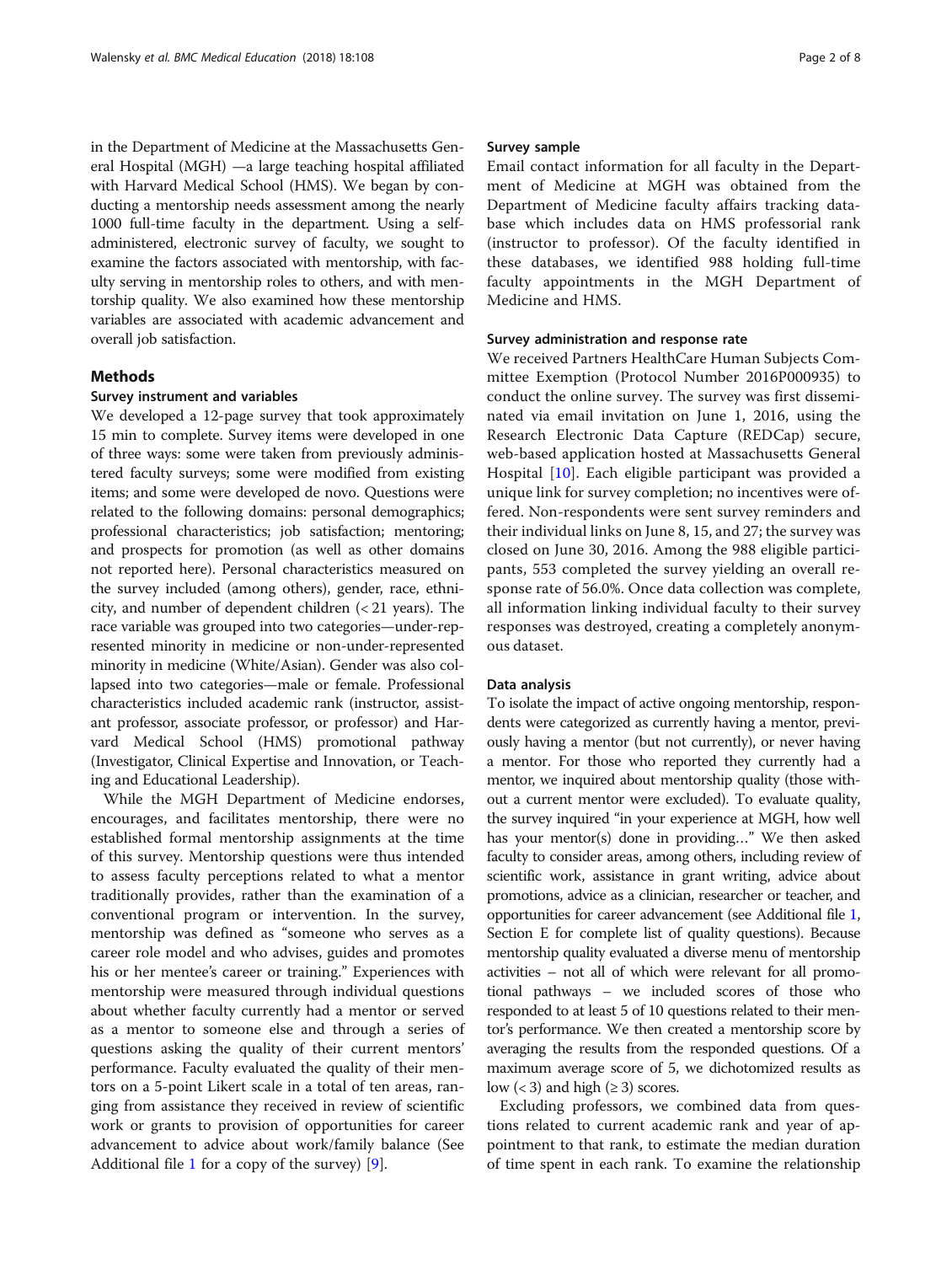in the Department of Medicine at the Massachusetts General Hospital (MGH) —a large teaching hospital affiliated with Harvard Medical School (HMS). We began by conducting a mentorship needs assessment among the nearly 1000 full-time faculty in the department. Using a self-administered, electronic survey of faculty, we sought to examine the factors associated with mentorship, with faculty serving in mentorship roles to others, and with mentorship quality. We also examined how these mentorship variables are associated with academic advancement and overall job satisfaction.

## Methods

### Survey instrument and variables

We developed a 12-page survey that took approximately 15 min to complete. Survey items were developed in one of three ways: some were taken from previously administered faculty surveys; some were modified from existing items; and some were developed de novo. Questions were related to the following domains: personal demographics; professional characteristics; job satisfaction; mentoring; and prospects for promotion (as well as other domains not reported here). Personal characteristics measured on the survey included (among others), gender, race, ethnicity, and number of dependent children (< 21 years). The race variable was grouped into two categories—under-represented minority in medicine or non-under-represented minority in medicine (White/Asian). Gender was also collapsed into two categories—male or female. Professional characteristics included academic rank (instructor, assistant professor, associate professor, or professor) and Harvard Medical School (HMS) promotional pathway (Investigator, Clinical Expertise and Innovation, or Teaching and Educational Leadership).

While the MGH Department of Medicine endorses, encourages, and facilitates mentorship, there were no established formal mentorship assignments at the time of this survey. Mentorship questions were thus intended to assess faculty perceptions related to what a mentor traditionally provides, rather than the examination of a conventional program or intervention. In the survey, mentorship was defined as "someone who serves as a career role model and who advises, guides and promotes his or her mentee's career or training." Experiences with mentorship were measured through individual questions about whether faculty currently had a mentor or served as a mentor to someone else and through a series of questions asking the quality of their current mentors' performance. Faculty evaluated the quality of their mentors on a 5-point Likert scale in a total of ten areas, ranging from assistance they received in review of scientific work or grants to provision of opportunities for career advancement to advice about work/family balance (See Additional file 1 for a copy of the survey) [9].

### Survey sample

Email contact information for all faculty in the Department of Medicine at MGH was obtained from the Department of Medicine faculty affairs tracking database which includes data on HMS professorial rank (instructor to professor). Of the faculty identified in these databases, we identified 988 holding full-time faculty appointments in the MGH Department of Medicine and HMS.

### Survey administration and response rate

We received Partners HealthCare Human Subjects Committee Exemption (Protocol Number 2016P000935) to conduct the online survey. The survey was first disseminated via email invitation on June 1, 2016, using the Research Electronic Data Capture (REDCap) secure, web-based application hosted at Massachusetts General Hospital [10]. Each eligible participant was provided a unique link for survey completion; no incentives were offered. Non-respondents were sent survey reminders and their individual links on June 8, 15, and 27; the survey was closed on June 30, 2016. Among the 988 eligible participants, 553 completed the survey yielding an overall response rate of 56.0%. Once data collection was complete, all information linking individual faculty to their survey responses was destroyed, creating a completely anonymous dataset.

### Data analysis

To isolate the impact of active ongoing mentorship, respondents were categorized as currently having a mentor, previously having a mentor (but not currently), or never having a mentor. For those who reported they currently had a mentor, we inquired about mentorship quality (those without a current mentor were excluded). To evaluate quality, the survey inquired "in your experience at MGH, how well has your mentor(s) done in providing…" We then asked faculty to consider areas, among others, including review of scientific work, assistance in grant writing, advice about promotions, advice as a clinician, researcher or teacher, and opportunities for career advancement (see Additional file 1, Section E for complete list of quality questions). Because mentorship quality evaluated a diverse menu of mentorship activities – not all of which were relevant for all promotional pathways – we included scores of those who responded to at least 5 of 10 questions related to their mentor's performance. We then created a mentorship score by averaging the results from the responded questions. Of a maximum average score of 5, we dichotomized results as low (< 3) and high (≥ 3) scores.

Excluding professors, we combined data from questions related to current academic rank and year of appointment to that rank, to estimate the median duration of time spent in each rank. To examine the relationship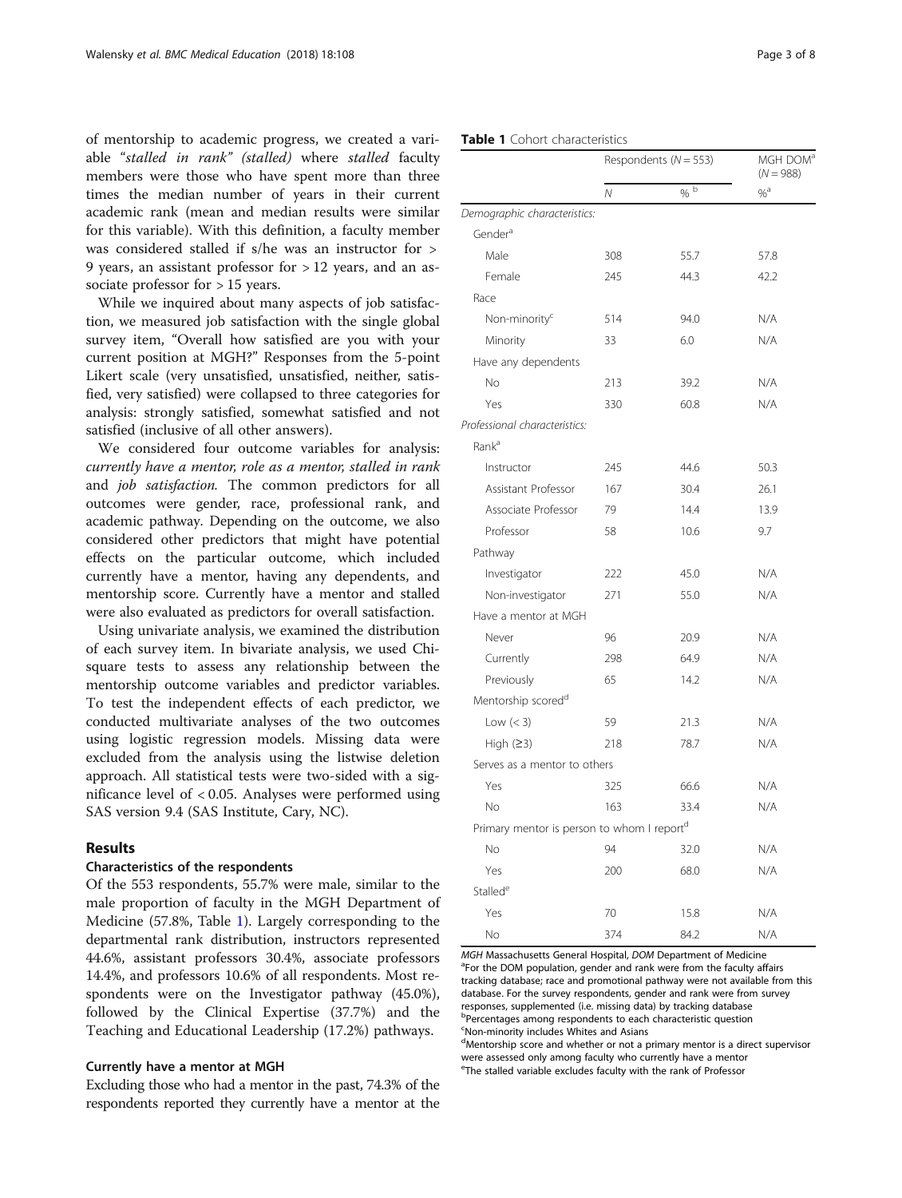of mentorship to academic progress, we created a variable "*stalled in rank*" (*stalled*) where *stalled* faculty members were those who have spent more than three times the median number of years in their current academic rank (mean and median results were similar for this variable). With this definition, a faculty member was considered stalled if s/he was an instructor for > 9 years, an assistant professor for > 12 years, and an associate professor for > 15 years.

While we inquired about many aspects of job satisfaction, we measured job satisfaction with the single global survey item, "Overall how satisfied are you with your current position at MGH?" Responses from the 5-point Likert scale (very unsatisfied, unsatisfied, neither, satisfied, very satisfied) were collapsed to three categories for analysis: strongly satisfied, somewhat satisfied and not satisfied (inclusive of all other answers).

We considered four outcome variables for analysis: *currently have a mentor*, *role as a mentor*, *stalled in rank* and *job satisfaction*. The common predictors for all outcomes were gender, race, professional rank, and academic pathway. Depending on the outcome, we also considered other predictors that might have potential effects on the particular outcome, which included currently have a mentor, having any dependents, and mentorship score. Currently have a mentor and stalled were also evaluated as predictors for overall satisfaction.

Using univariate analysis, we examined the distribution of each survey item. In bivariate analysis, we used Chi-square tests to assess any relationship between the mentorship outcome variables and predictor variables. To test the independent effects of each predictor, we conducted multivariate analyses of the two outcomes using logistic regression models. Missing data were excluded from the analysis using the listwise deletion approach. All statistical tests were two-sided with a significance level of < 0.05. Analyses were performed using SAS version 9.4 (SAS Institute, Cary, NC).

## Results

### Characteristics of the respondents

Of the 553 respondents, 55.7% were male, similar to the male proportion of faculty in the MGH Department of Medicine (57.8%, Table 1). Largely corresponding to the departmental rank distribution, instructors represented 44.6%, assistant professors 30.4%, associate professors 14.4%, and professors 10.6% of all respondents. Most respondents were on the Investigator pathway (45.0%), followed by the Clinical Expertise (37.7%) and the Teaching and Educational Leadership (17.2%) pathways.

### Currently have a mentor at MGH

Excluding those who had a mentor in the past, 74.3% of the respondents reported they currently have a mentor at the

**Table 1** Cohort characteristics

| | Respondents (N = 553) | | MGH DOM[a] (N = 988) |
|---|---|---|---|
| | N | %[b] | %[a] |
| *Demographic characteristics:* | | | |
| Gender[a] | | | |
| Male | 308 | 55.7 | 57.8 |
| Female | 245 | 44.3 | 42.2 |
| Race | | | |
| Non-minority[c] | 514 | 94.0 | N/A |
| Minority | 33 | 6.0 | N/A |
| Have any dependents | | | |
| No | 213 | 39.2 | N/A |
| Yes | 330 | 60.8 | N/A |
| *Professional characteristics:* | | | |
| Rank[a] | | | |
| Instructor | 245 | 44.6 | 50.3 |
| Assistant Professor | 167 | 30.4 | 26.1 |
| Associate Professor | 79 | 14.4 | 13.9 |
| Professor | 58 | 10.6 | 9.7 |
| Pathway | | | |
| Investigator | 222 | 45.0 | N/A |
| Non-investigator | 271 | 55.0 | N/A |
| Have a mentor at MGH | | | |
| Never | 96 | 20.9 | N/A |
| Currently | 298 | 64.9 | N/A |
| Previously | 65 | 14.2 | N/A |
| Mentorship score[d] | | | |
| Low (< 3) | 59 | 21.3 | N/A |
| High (≥3) | 218 | 78.7 | N/A |
| Serves as a mentor to others | | | |
| Yes | 325 | 66.6 | N/A |
| No | 163 | 33.4 | N/A |
| Primary mentor is person to whom I report[d] | | | |
| No | 94 | 32.0 | N/A |
| Yes | 200 | 68.0 | N/A |
| Stalled[e] | | | |
| Yes | 70 | 15.8 | N/A |
| No | 374 | 84.2 | N/A |

*MGH* Massachusetts General Hospital, *DOM* Department of Medicine
[a]For the DOM population, gender and rank were from the faculty affairs tracking database; race and promotional pathway were not available from this database. For the survey respondents, gender and rank were from survey responses, supplemented (i.e. missing data) by tracking database
[b]Percentages among respondents to each characteristic question
[c]Non-minority includes Whites and Asians
[d]Mentorship score and whether or not a primary mentor is a direct supervisor were assessed only among faculty who currently have a mentor
[e]The stalled variable excludes faculty with the rank of Professor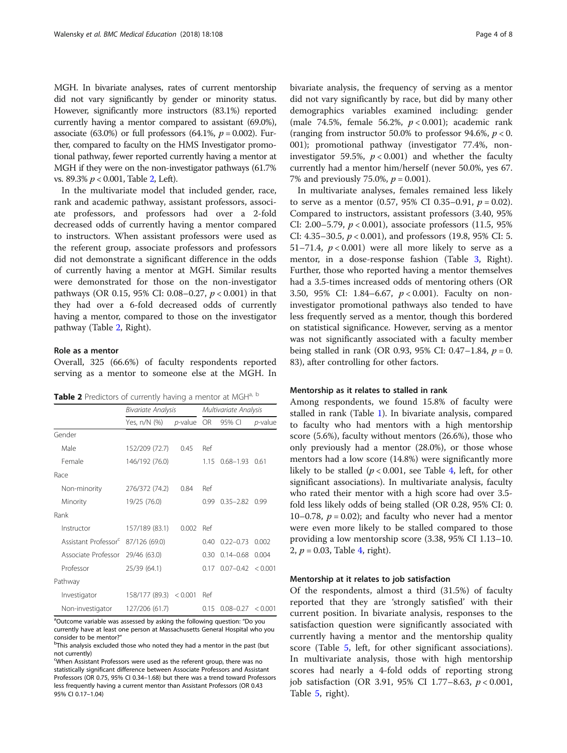MGH. In bivariate analyses, rates of current mentorship did not vary significantly by gender or minority status. However, significantly more instructors (83.1%) reported currently having a mentor compared to assistant (69.0%), associate (63.0%) or full professors (64.1%, $p = 0.002$). Further, compared to faculty on the HMS Investigator promotional pathway, fewer reported currently having a mentor at MGH if they were on the non-investigator pathways (61.7% vs. 89.3% $p < 0.001$, Table 2, Left).

In the multivariate model that included gender, race, rank and academic pathway, assistant professors, associate professors, and professors had over a 2-fold decreased odds of currently having a mentor compared to instructors. When assistant professors were used as the referent group, associate professors and professors did not demonstrate a significant difference in the odds of currently having a mentor at MGH. Similar results were demonstrated for those on the non-investigator pathways (OR 0.15, 95% CI: 0.08–0.27, $p < 0.001$) in that they had over a 6-fold decreased odds of currently having a mentor, compared to those on the investigator pathway (Table 2, Right).

### Role as a mentor

Overall, 325 (66.6%) of faculty respondents reported serving as a mentor to someone else at the MGH. In bivariate analysis, the frequency of serving as a mentor did not vary significantly by race, but did by many other demographics variables examined including: gender (male 74.5%, female 56.2%, $p < 0.001$); academic rank (ranging from instructor 50.0% to professor 94.6%, $p < 0.001$); promotional pathway (investigator 77.4%, non-investigator 59.5%, $p < 0.001$) and whether the faculty currently had a mentor him/herself (never 50.0%, yes 67.7% and previously 75.0%, $p = 0.001$).

In multivariate analyses, females remained less likely to serve as a mentor (0.57, 95% CI 0.35–0.91, $p = 0.02$). Compared to instructors, assistant professors (3.40, 95% CI: 2.00–5.79, $p < 0.001$), associate professors (11.5, 95% CI: 4.35–30.5, $p < 0.001$), and professors (19.8, 95% CI: 5.51–71.4, $p < 0.001$) were all more likely to serve as a mentor, in a dose-response fashion (Table 3, Right). Further, those who reported having a mentor themselves had a 3.5-times increased odds of mentoring others (OR 3.50, 95% CI: 1.84–6.67, $p < 0.001$). Faculty on non-investigator promotional pathways also tended to have less frequently served as a mentor, though this bordered on statistical significance. However, serving as a mentor was not significantly associated with a faculty member being stalled in rank (OR 0.93, 95% CI: 0.47–1.84, $p = 0.83$), after controlling for other factors.

**Table 2** Predictors of currently having a mentor at MGH[a, b]

| | *Bivariate Analysis* | | *Multivariate Analysis* | | |
|---|---|---|---|---|---|
| | Yes, n/N (%) | *p*-value | OR | 95% CI | *p*-value |
| Gender | | | | | |
| Male | 152/209 (72.7) | 0.45 | Ref | | |
| Female | 146/192 (76.0) | | 1.15 | 0.68–1.93 | 0.61 |
| Race | | | | | |
| Non-minority | 276/372 (74.2) | 0.84 | Ref | | |
| Minority | 19/25 (76.0) | | 0.99 | 0.35–2.82 | 0.99 |
| Rank | | | | | |
| Instructor | 157/189 (83.1) | 0.002 | Ref | | |
| Assistant Professor[c] | 87/126 (69.0) | | 0.40 | 0.22–0.73 | 0.002 |
| Associate Professor | 29/46 (63.0) | | 0.30 | 0.14–0.68 | 0.004 |
| Professor | 25/39 (64.1) | | 0.17 | 0.07–0.42 | < 0.001 |
| Pathway | | | | | |
| Investigator | 158/177 (89.3) | < 0.001 | Ref | | |
| Non-investigator | 127/206 (61.7) | | 0.15 | 0.08–0.27 | < 0.001 |

[a]Outcome variable was assessed by asking the following question: "Do you currently have at least one person at Massachusetts General Hospital who you consider to be mentor?"
[b]This analysis excluded those who noted they had a mentor in the past (but not currently)
[c]When Assistant Professors were used as the referent group, there was no statistically significant difference between Associate Professors and Assistant Professors (OR 0.75, 95% CI 0.34–1.68) but there was a trend toward Professors less frequently having a current mentor than Assistant Professors (OR 0.43 95% CI 0.17–1.04)

### Mentorship as it relates to stalled in rank

Among respondents, we found 15.8% of faculty were stalled in rank (Table 1). In bivariate analysis, compared to faculty who had mentors with a high mentorship score (5.6%), faculty without mentors (26.6%), those who only previously had a mentor (28.0%), or those whose mentors had a low score (14.8%) were significantly more likely to be stalled ($p < 0.001$, see Table 4, left, for other significant associations). In multivariate analysis, faculty who rated their mentor with a high score had over 3.5-fold less likely odds of being stalled (OR 0.28, 95% CI: 0.10–0.78, $p = 0.02$); and faculty who never had a mentor were even more likely to be stalled compared to those providing a low mentorship score (3.38, 95% CI 1.13–10.2, $p = 0.03$, Table 4, right).

### Mentorship at it relates to job satisfaction

Of the respondents, almost a third (31.5%) of faculty reported that they are 'strongly satisfied' with their current position. In bivariate analysis, responses to the satisfaction question were significantly associated with currently having a mentor and the mentorship quality score (Table 5, left, for other significant associations). In multivariate analysis, those with high mentorship scores had nearly a 4-fold odds of reporting strong job satisfaction (OR 3.91, 95% CI 1.77–8.63, $p < 0.001$, Table 5, right).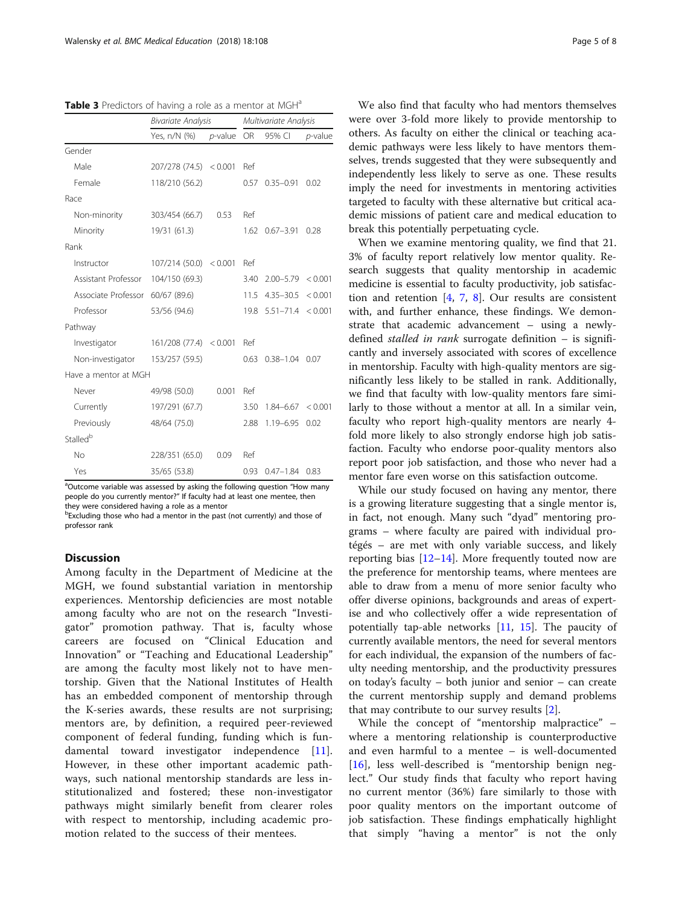**Table 3** Predictors of having a role as a mentor at MGH[a]

| | Bivariate Analysis | | Multivariate Analysis | | |
|---|---|---|---|---|---|
| | Yes, n/N (%) | p-value | OR | 95% CI | p-value |
| Gender | | | | | |
| Male | 207/278 (74.5) | < 0.001 | Ref | | |
| Female | 118/210 (56.2) | | 0.57 | 0.35–0.91 | 0.02 |
| Race | | | | | |
| Non-minority | 303/454 (66.7) | 0.53 | Ref | | |
| Minority | 19/31 (61.3) | | 1.62 | 0.67–3.91 | 0.28 |
| Rank | | | | | |
| Instructor | 107/214 (50.0) | < 0.001 | Ref | | |
| Assistant Professor | 104/150 (69.3) | | 3.40 | 2.00–5.79 | < 0.001 |
| Associate Professor | 60/67 (89.6) | | 11.5 | 4.35–30.5 | < 0.001 |
| Professor | 53/56 (94.6) | | 19.8 | 5.51–71.4 | < 0.001 |
| Pathway | | | | | |
| Investigator | 161/208 (77.4) | < 0.001 | Ref | | |
| Non-investigator | 153/257 (59.5) | | 0.63 | 0.38–1.04 | 0.07 |
| Have a mentor at MGH | | | | | |
| Never | 49/98 (50.0) | 0.001 | Ref | | |
| Currently | 197/291 (67.7) | | 3.50 | 1.84–6.67 | < 0.001 |
| Previously | 48/64 (75.0) | | 2.88 | 1.19–6.95 | 0.02 |
| Stalled[b] | | | | | |
| No | 228/351 (65.0) | 0.09 | Ref | | |
| Yes | 35/65 (53.8) | | 0.93 | 0.47–1.84 | 0.83 |

[a]Outcome variable was assessed by asking the following question "How many people do you currently mentor?" If faculty had at least one mentee, then they were considered having a role as a mentor
[b]Excluding those who had a mentor in the past (not currently) and those of professor rank

## Discussion

Among faculty in the Department of Medicine at the MGH, we found substantial variation in mentorship experiences. Mentorship deficiencies are most notable among faculty who are not on the research "Investigator" promotion pathway. That is, faculty whose careers are focused on "Clinical Education and Innovation" or "Teaching and Educational Leadership" are among the faculty most likely not to have mentorship. Given that the National Institutes of Health has an embedded component of mentorship through the K-series awards, these results are not surprising; mentors are, by definition, a required peer-reviewed component of federal funding, funding which is fundamental toward investigator independence [11]. However, in these other important academic pathways, such national mentorship standards are less institutionalized and fostered; these non-investigator pathways might similarly benefit from clearer roles with respect to mentorship, including academic promotion related to the success of their mentees.

We also find that faculty who had mentors themselves were over 3-fold more likely to provide mentorship to others. As faculty on either the clinical or teaching academic pathways were less likely to have mentors themselves, trends suggested that they were subsequently and independently less likely to serve as one. These results imply the need for investments in mentoring activities targeted to faculty with these alternative but critical academic missions of patient care and medical education to break this potentially perpetuating cycle.

When we examine mentoring quality, we find that 21.3% of faculty report relatively low mentor quality. Research suggests that quality mentorship in academic medicine is essential to faculty productivity, job satisfaction and retention [4, 7, 8]. Our results are consistent with, and further enhance, these findings. We demonstrate that academic advancement – using a newly-defined *stalled in rank* surrogate definition – is significantly and inversely associated with scores of excellence in mentorship. Faculty with high-quality mentors are significantly less likely to be stalled in rank. Additionally, we find that faculty with low-quality mentors fare similarly to those without a mentor at all. In a similar vein, faculty who report high-quality mentors are nearly 4-fold more likely to also strongly endorse high job satisfaction. Faculty who endorse poor-quality mentors also report poor job satisfaction, and those who never had a mentor fare even worse on this satisfaction outcome.

While our study focused on having any mentor, there is a growing literature suggesting that a single mentor is, in fact, not enough. Many such "dyad" mentoring programs – where faculty are paired with individual protégés – are met with only variable success, and likely reporting bias [12–14]. More frequently touted now are the preference for mentorship teams, where mentees are able to draw from a menu of more senior faculty who offer diverse opinions, backgrounds and areas of expertise and who collectively offer a wide representation of potentially tap-able networks [11, 15]. The paucity of currently available mentors, the need for several mentors for each individual, the expansion of the numbers of faculty needing mentorship, and the productivity pressures on today's faculty – both junior and senior – can create the current mentorship supply and demand problems that may contribute to our survey results [2].

While the concept of "mentorship malpractice" – where a mentoring relationship is counterproductive and even harmful to a mentee – is well-documented [16], less well-described is "mentorship benign neglect." Our study finds that faculty who report having no current mentor (36%) fare similarly to those with poor quality mentors on the important outcome of job satisfaction. These findings emphatically highlight that simply "having a mentor" is not the only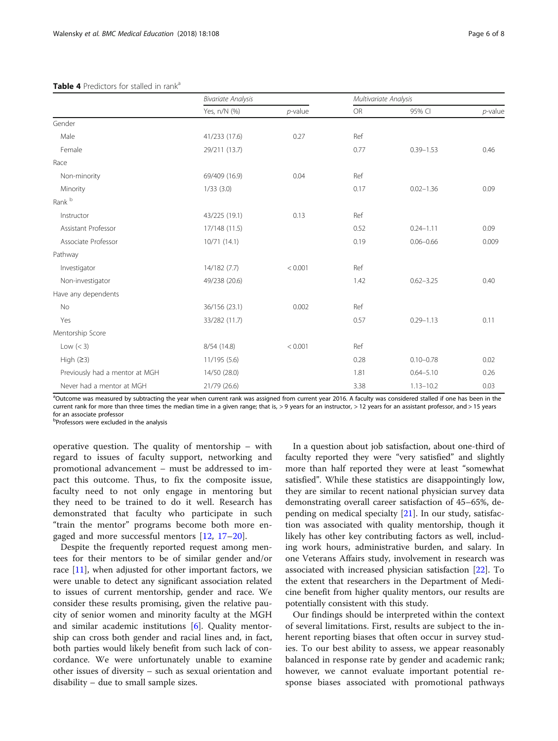**Table 4** Predictors for stalled in rank[a]

| | Bivariate Analysis | | Multivariate Analysis | | |
|---|---|---|---|---|---|
| | Yes, n/N (%) | *p*-value | OR | 95% CI | *p*-value |
| Gender | | | | | |
| Male | 41/233 (17.6) | 0.27 | Ref | | |
| Female | 29/211 (13.7) | | 0.77 | 0.39–1.53 | 0.46 |
| Race | | | | | |
| Non-minority | 69/409 (16.9) | 0.04 | Ref | | |
| Minority | 1/33 (3.0) | | 0.17 | 0.02–1.36 | 0.09 |
| Rank [b] | | | | | |
| Instructor | 43/225 (19.1) | 0.13 | Ref | | |
| Assistant Professor | 17/148 (11.5) | | 0.52 | 0.24–1.11 | 0.09 |
| Associate Professor | 10/71 (14.1) | | 0.19 | 0.06–0.66 | 0.009 |
| Pathway | | | | | |
| Investigator | 14/182 (7.7) | < 0.001 | Ref | | |
| Non-investigator | 49/238 (20.6) | | 1.42 | 0.62–3.25 | 0.40 |
| Have any dependents | | | | | |
| No | 36/156 (23.1) | 0.002 | Ref | | |
| Yes | 33/282 (11.7) | | 0.57 | 0.29–1.13 | 0.11 |
| Mentorship Score | | | | | |
| Low (< 3) | 8/54 (14.8) | < 0.001 | Ref | | |
| High (≥3) | 11/195 (5.6) | | 0.28 | 0.10–0.78 | 0.02 |
| Previously had a mentor at MGH | 14/50 (28.0) | | 1.81 | 0.64–5.10 | 0.26 |
| Never had a mentor at MGH | 21/79 (26.6) | | 3.38 | 1.13–10.2 | 0.03 |

[a]Outcome was measured by subtracting the year when current rank was assigned from current year 2016. A faculty was considered stalled if one has been in the current rank for more than three times the median time in a given range; that is, > 9 years for an instructor, > 12 years for an assistant professor, and > 15 years for an associate professor

[b]Professors were excluded in the analysis

operative question. The quality of mentorship – with regard to issues of faculty support, networking and promotional advancement – must be addressed to impact this outcome. Thus, to fix the composite issue, faculty need to not only engage in mentoring but they need to be trained to do it well. Research has demonstrated that faculty who participate in such "train the mentor" programs become both more engaged and more successful mentors [12, 17–20].

Despite the frequently reported request among mentees for their mentors to be of similar gender and/or race [11], when adjusted for other important factors, we were unable to detect any significant association related to issues of current mentorship, gender and race. We consider these results promising, given the relative paucity of senior women and minority faculty at the MGH and similar academic institutions [6]. Quality mentorship can cross both gender and racial lines and, in fact, both parties would likely benefit from such lack of concordance. We were unfortunately unable to examine other issues of diversity – such as sexual orientation and disability – due to small sample sizes.

In a question about job satisfaction, about one-third of faculty reported they were "very satisfied" and slightly more than half reported they were at least "somewhat satisfied". While these statistics are disappointingly low, they are similar to recent national physician survey data demonstrating overall career satisfaction of 45–65%, depending on medical specialty [21]. In our study, satisfaction was associated with quality mentorship, though it likely has other key contributing factors as well, including work hours, administrative burden, and salary. In one Veterans Affairs study, involvement in research was associated with increased physician satisfaction [22]. To the extent that researchers in the Department of Medicine benefit from higher quality mentors, our results are potentially consistent with this study.

Our findings should be interpreted within the context of several limitations. First, results are subject to the inherent reporting biases that often occur in survey studies. To our best ability to assess, we appear reasonably balanced in response rate by gender and academic rank; however, we cannot evaluate important potential response biases associated with promotional pathways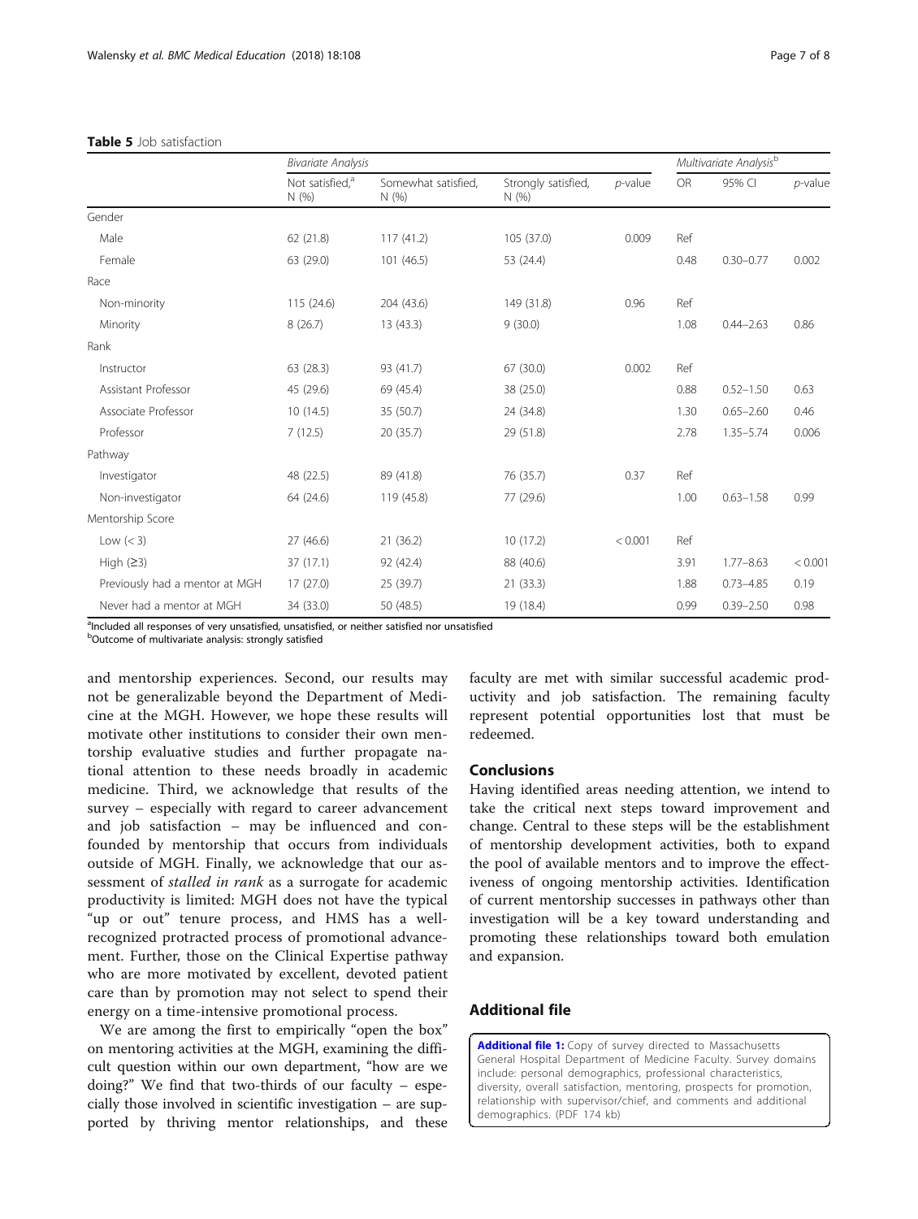**Table 5** Job satisfaction

| | Bivariate Analysis | | | | Multivariate Analysis[b] | | |
|---|---|---|---|---|---|---|---|
| | Not satisfied,[a] N (%) | Somewhat satisfied, N (%) | Strongly satisfied, N (%) | *p*-value | OR | 95% CI | *p*-value |
| Gender | | | | | | | |
| Male | 62 (21.8) | 117 (41.2) | 105 (37.0) | 0.009 | Ref | | |
| Female | 63 (29.0) | 101 (46.5) | 53 (24.4) | | 0.48 | 0.30–0.77 | 0.002 |
| Race | | | | | | | |
| Non-minority | 115 (24.6) | 204 (43.6) | 149 (31.8) | 0.96 | Ref | | |
| Minority | 8 (26.7) | 13 (43.3) | 9 (30.0) | | 1.08 | 0.44–2.63 | 0.86 |
| Rank | | | | | | | |
| Instructor | 63 (28.3) | 93 (41.7) | 67 (30.0) | 0.002 | Ref | | |
| Assistant Professor | 45 (29.6) | 69 (45.4) | 38 (25.0) | | 0.88 | 0.52–1.50 | 0.63 |
| Associate Professor | 10 (14.5) | 35 (50.7) | 24 (34.8) | | 1.30 | 0.65–2.60 | 0.46 |
| Professor | 7 (12.5) | 20 (35.7) | 29 (51.8) | | 2.78 | 1.35–5.74 | 0.006 |
| Pathway | | | | | | | |
| Investigator | 48 (22.5) | 89 (41.8) | 76 (35.7) | 0.37 | Ref | | |
| Non-investigator | 64 (24.6) | 119 (45.8) | 77 (29.6) | | 1.00 | 0.63–1.58 | 0.99 |
| Mentorship Score | | | | | | | |
| Low (< 3) | 27 (46.6) | 21 (36.2) | 10 (17.2) | < 0.001 | Ref | | |
| High (≥3) | 37 (17.1) | 92 (42.4) | 88 (40.6) | | 3.91 | 1.77–8.63 | < 0.001 |
| Previously had a mentor at MGH | 17 (27.0) | 25 (39.7) | 21 (33.3) | | 1.88 | 0.73–4.85 | 0.19 |
| Never had a mentor at MGH | 34 (33.0) | 50 (48.5) | 19 (18.4) | | 0.99 | 0.39–2.50 | 0.98 |

[a]Included all responses of very unsatisfied, unsatisfied, or neither satisfied nor unsatisfied
[b]Outcome of multivariate analysis: strongly satisfied

and mentorship experiences. Second, our results may not be generalizable beyond the Department of Medicine at the MGH. However, we hope these results will motivate other institutions to consider their own mentorship evaluative studies and further propagate national attention to these needs broadly in academic medicine. Third, we acknowledge that results of the survey – especially with regard to career advancement and job satisfaction – may be influenced and confounded by mentorship that occurs from individuals outside of MGH. Finally, we acknowledge that our assessment of *stalled in rank* as a surrogate for academic productivity is limited: MGH does not have the typical "up or out" tenure process, and HMS has a well-recognized protracted process of promotional advancement. Further, those on the Clinical Expertise pathway who are more motivated by excellent, devoted patient care than by promotion may not select to spend their energy on a time-intensive promotional process.

We are among the first to empirically "open the box" on mentoring activities at the MGH, examining the difficult question within our own department, "how are we doing?" We find that two-thirds of our faculty – especially those involved in scientific investigation – are supported by thriving mentor relationships, and these faculty are met with similar successful academic productivity and job satisfaction. The remaining faculty represent potential opportunities lost that must be redeemed.

## Conclusions

Having identified areas needing attention, we intend to take the critical next steps toward improvement and change. Central to these steps will be the establishment of mentorship development activities, both to expand the pool of available mentors and to improve the effectiveness of ongoing mentorship activities. Identification of current mentorship successes in pathways other than investigation will be a key toward understanding and promoting these relationships toward both emulation and expansion.

## Additional file

**Additional file 1:** Copy of survey directed to Massachusetts General Hospital Department of Medicine Faculty. Survey domains include: personal demographics, professional characteristics, diversity, overall satisfaction, mentoring, prospects for promotion, relationship with supervisor/chief, and comments and additional demographics. (PDF 174 kb)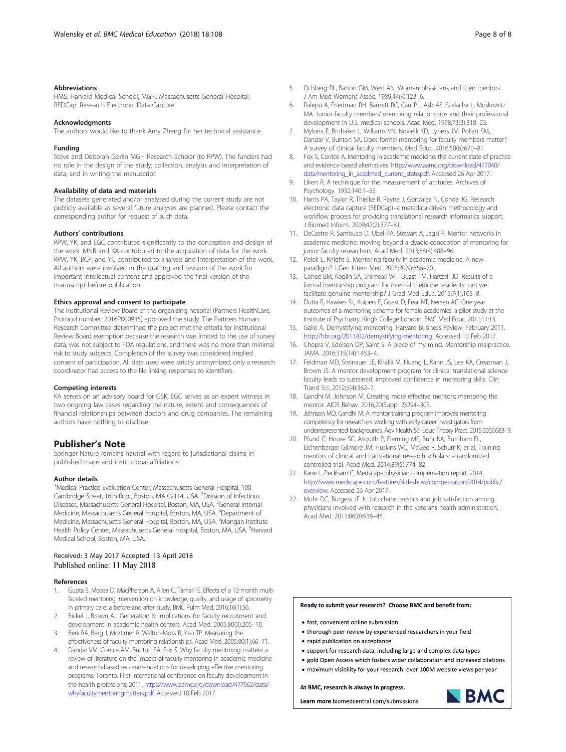### Abbreviations

HMS: Harvard Medical School; MGH: Massachusetts General Hospital; REDCap: Research Electronic Data Capture

### Acknowledgments

The authors would like to thank Amy Zheng for her technical assistance.

### Funding

Steve and Deborah Gorlin MGH Research Scholar (to RPW). The funders had no role in the design of the study; collection, analysis and interpretation of data; and in writing the manuscript.

### Availability of data and materials

The datasets generated and/or analysed during the current study are not publicly available as several future analyses are planned. Please contact the corresponding author for request of such data.

### Authors' contributions

RPW, YK, and EGC contributed significantly to the conception and design of the work. MNB and KA contributed to the acquisition of data for the work. RPW, YK, BCP, and YC contributed to analysis and interpretation of the work. All authors were involved in the drafting and revision of the work for important intellectual content and approved the final version of the manuscript before publication.

### Ethics approval and consent to participate

The Institutional Review Board of the organizing hospital (Partners HealthCare, Protocol number: 2016P000935) approved the study. The Partners Human Research Committee determined the project met the criteria for Institutional Review Board exemption because the research was limited to the use of survey data, was not subject to FDA regulations, and there was no more than minimal risk to study subjects. Completion of the survey was considered implied consent of participation. All data used were strictly anonymized; only a research coordinator had access to the file linking responses to identifiers.

### Competing interests

KA serves on an advisory board for GSK; EGC serves as an expert witness in two ongoing law cases regarding the nature, extent and consequences of financial relationships between doctors and drug companies. The remaining authors have nothing to disclose.

## Publisher's Note

Springer Nature remains neutral with regard to jurisdictional claims in published maps and institutional affiliations.

### Author details

[1]Medical Practice Evaluation Center, Massachusetts General Hospital, 100 Cambridge Street, 16th floor, Boston, MA 02114, USA. [2]Division of Infectious Diseases, Massachusetts General Hospital, Boston, MA, USA. [3]General Internal Medicine, Massachusetts General Hospital, Boston, MA, USA. [4]Department of Medicine, Massachusetts General Hospital, Boston, MA, USA. [5]Mongan Institute Health Policy Center, Massachusetts General Hospital, Boston, MA, USA. [6]Harvard Medical School, Boston, MA, USA.

Received: 3 May 2017 Accepted: 13 April 2018
Published online: 11 May 2018

### References

1. Gupta S, Moosa D, MacPherson A, Allen C, Tamari IE. Effects of a 12-month multi-faceted mentoring intervention on knowledge, quality, and usage of spirometry in primary care: a before-and-after study. BMC Pulm Med. 2016;16(1):56.
2. Bickel J, Brown AJ. Generation X: implications for faculty recruitment and development in academic health centers. Acad Med. 2005;80(3):205–10.
3. Berk RA, Berg J, Mortimer R, Walton-Moss B, Yeo TP. Measuring the effectiveness of faculty mentoring relationships. Acad Med. 2005;80(1):66–71.
4. Dandar VM, Corrice AM, Bunton SA, Fox S. Why faculty mentoring matters: a review of literature on the impact of faculty mentoring in academic medicine and research-based recommendations for developing effective mentoring programs. Toronto: First international conference on faculty development in the health professions; 2011. https://www.aamc.org/download/477062/data/whyfacultymentoringmatters.pdf. Accessed 10 Feb 2017.
5. Ochberg RL, Barton GM, West AN. Women physicians and their mentors. J Am Med Womens Assoc. 1989;44(4):123–6.
6. Palepu A, Friedman RH, Barnett RC, Carr PL, Ash AS, Szalacha L, Moskowitz MA. Junior faculty members' mentoring relationships and their professional development in U.S. medical schools. Acad Med. 1998;73(3):318–23.
7. Mylona E, Brubaker L, Williams VN, Novielli KD, Lyness JM, Pollart SM, Dandar V, Bunton SA. Does formal mentoring for faculty members matter? A survey of clinical faculty members. Med Educ. 2016;50(6):670–81.
8. Fox S, Corrice A. Mentoring in academic medicine: the current state of practice and evidence-based alternatives. http://www.aamc.org/download/477040/data/mentoring_in_acadmed_current_state.pdf. Accessed 26 Apr 2017.
9. Likert R. A technique for the measurement of attitudes. Archives of Psychology. 1932;140:1–55.
10. Harris PA, Taylor R, Thielke R, Payne J, Gonzalez N, Conde JG. Research electronic data capture (REDCap)–a metadata-driven methodology and workflow process for providing translational research informatics support. J Biomed Inform. 2009;42(2):377–81.
11. DeCastro R, Sambuco D, Ubel PA, Stewart A, Jagsi R. Mentor networks in academic medicine: moving beyond a dyadic conception of mentoring for junior faculty researchers. Acad Med. 2013;88(4):488–96.
12. Pololi L, Knight S. Mentoring faculty in academic medicine. A new paradigm? J Gen Intern Med. 2005;20(9):866–70.
13. Cohee BM, Koplin SA, Shimeall WT, Quast TM, Hartzell JD. Results of a formal mentorship program for internal medicine residents: can we facilitate genuine mentorship? J Grad Med Educ. 2015;7(1):105–8.
14. Dutta R, Hawkes SL, Kuipers E, Guest D, Fear NT, Iversen AC. One year outcomes of a mentoring scheme for female academics: a pilot study at the Institute of Psychiatry, King's College London. BMC Med Educ. 2011;11:13.
15. Gallo A. Demystifying mentoring. Harvard Business Review. February 2011. http://hbr.org/2011/02/demystifying-mentoring. Accessed 10 Feb 2017.
16. Chopra V, Edelson DP, Saint S. A piece of my mind. Mentorship malpractice. JAMA. 2016;315(14):1453–4.
17. Feldman MD, Steinauer JE, Khalili M, Huang L, Kahn JS, Lee KA, Creasman J, Brown JS. A mentor development program for clinical translational science faculty leads to sustained, improved confidence in mentoring skills. Clin Transl Sci. 2012;5(4):362–7.
18. Gandhi M, Johnson M. Creating more effective mentors: mentoring the mentor. AIDS Behav. 2016;20(Suppl 2):294–303.
19. Johnson MO, Gandhi M. A mentor training program improves mentoring competency for researchers working with early-career investigators from underrepresented backgrounds. Adv Health Sci Educ Theory Pract. 2015;20(3):683–9.
20. Pfund C, House SC, Asquith P, Fleming MF, Buhr KA, Burnham EL, Eichenberger Gilmore JM, Huskins WC, McGee R, Schurr K, et al. Training mentors of clinical and translational research scholars: a randomized controlled trial. Acad Med. 2014;89(5):774–82.
21. Kane L, Peckham C. Medscape physician compensation report. 2014. http://www.medscape.com/features/slideshow/compensation/2014/public/overview. Accessed 26 Apr 2017.
22. Mohr DC, Burgess JF Jr. Job characteristics and job satisfaction among physicians involved with research in the veterans health administration. Acad Med. 2011;86(8):938–45.